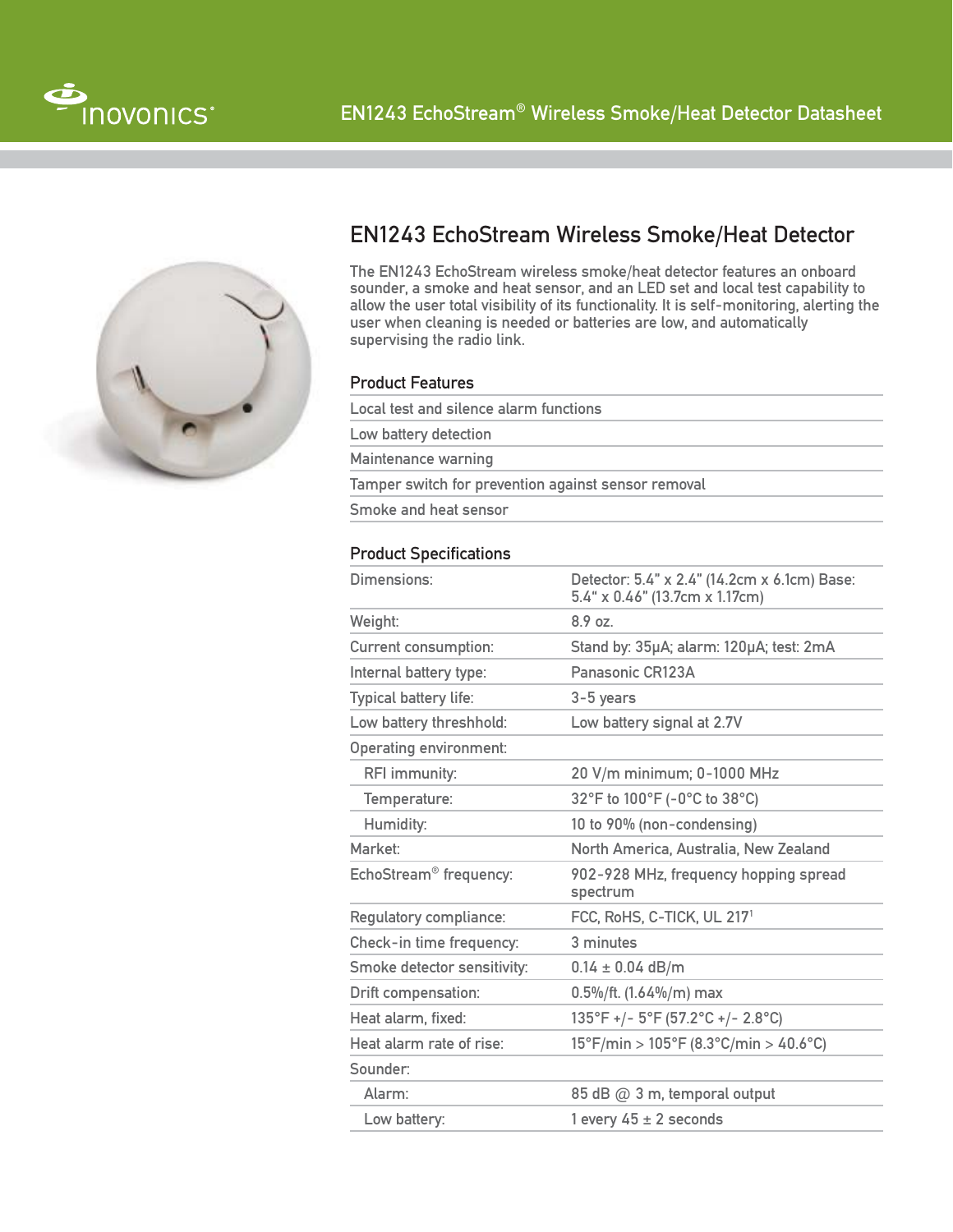# EN1243 EchoStream® Wireless Smoke/Heat Detector Datasheet

## EN1243 EchoStream Wireless Smoke/Heat Detector

The EN1243 EchoStream wireless smoke/heat detector features an onboard sounder, a smoke and heat sensor, and an LED set and local test capability to allow the user total visibility of its functionality. It is self-monitoring, alerting the user when cleaning is needed or batteries are low, and automatically supervising the radio link.

### Product Features

- Local test and silence alarm functions
- Low battery detection
- Maintenance warning
- Tamper switch for prevention against sensor removal
- Smoke and heat sensor

### Product Specifications

| | |
|---|---|
| Dimensions: | Detector: 5.4" x 2.4" (14.2cm x 6.1cm) Base: 5.4" x 0.46" (13.7cm x 1.17cm) |
| Weight: | 8.9 oz. |
| Current consumption: | Stand by: 35μA; alarm: 120μA; test: 2mA |
| Internal battery type: | Panasonic CR123A |
| Typical battery life: | 3-5 years |
| Low battery threshhold: | Low battery signal at 2.7V |
| Operating environment: | |
| RFI immunity: | 20 V/m minimum; 0-1000 MHz |
| Temperature: | 32°F to 100°F (-0°C to 38°C) |
| Humidity: | 10 to 90% (non-condensing) |
| Market: | North America, Australia, New Zealand |
| EchoStream® frequency: | 902-928 MHz, frequency hopping spread spectrum |
| Regulatory compliance: | FCC, RoHS, C-TICK, UL 217[1] |
| Check-in time frequency: | 3 minutes |
| Smoke detector sensitivity: | 0.14 ± 0.04 dB/m |
| Drift compensation: | 0.5%/ft. (1.64%/m) max |
| Heat alarm, fixed: | 135°F +/- 5°F (57.2°C +/- 2.8°C) |
| Heat alarm rate of rise: | 15°F/min > 105°F (8.3°C/min > 40.6°C) |
| Sounder: | |
| Alarm: | 85 dB @ 3 m, temporal output |
| Low battery: | 1 every 45 ± 2 seconds |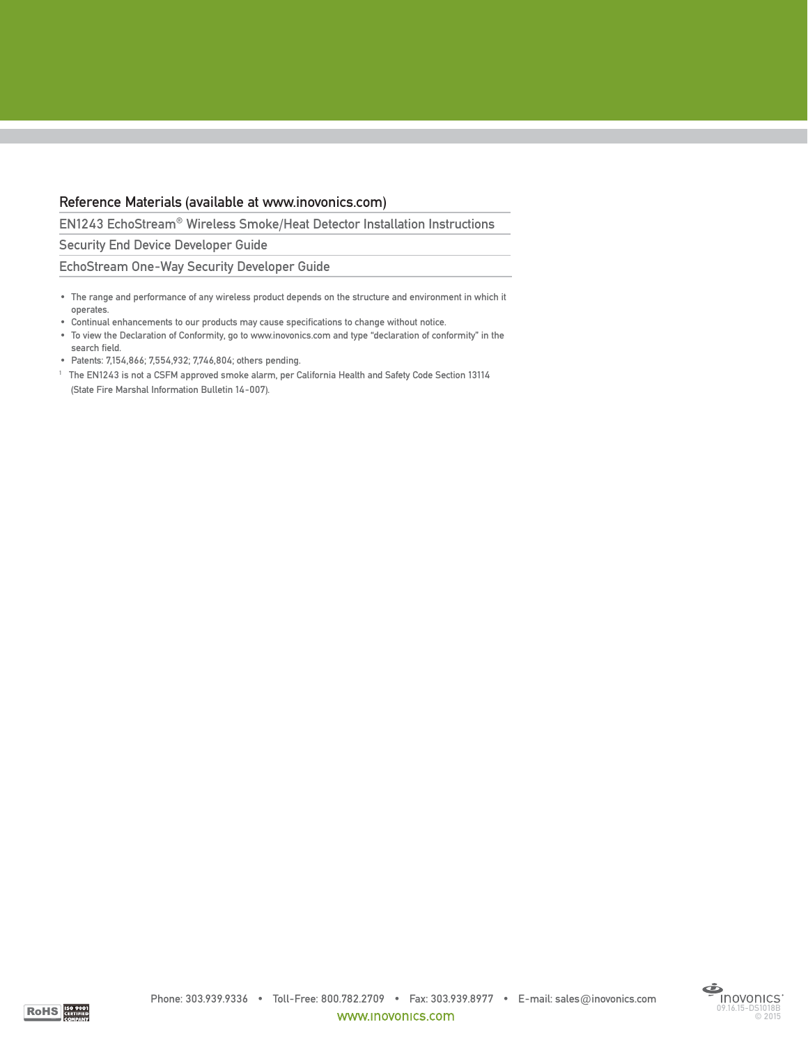## Reference Materials (available at www.inovonics.com)

EN1243 EchoStream® Wireless Smoke/Heat Detector Installation Instructions

Security End Device Developer Guide

EchoStream One-Way Security Developer Guide

- The range and performance of any wireless product depends on the structure and environment in which it operates.
- Continual enhancements to our products may cause specifications to change without notice.
- To view the Declaration of Conformity, go to www.inovonics.com and type "declaration of conformity" in the search field.
- Patents: 7,154,866; 7,554,932; 7,746,804; others pending.

[1] The EN1243 is not a CSFM approved smoke alarm, per California Health and Safety Code Section 13114 (State Fire Marshal Information Bulletin 14-007).

Phone: 303.939.9336 • Toll-Free: 800.782.2709 • Fax: 303.939.8977 • E-mail: sales@inovonics.com

www.inovonics.com

09.16.15-DS1018B
© 2015